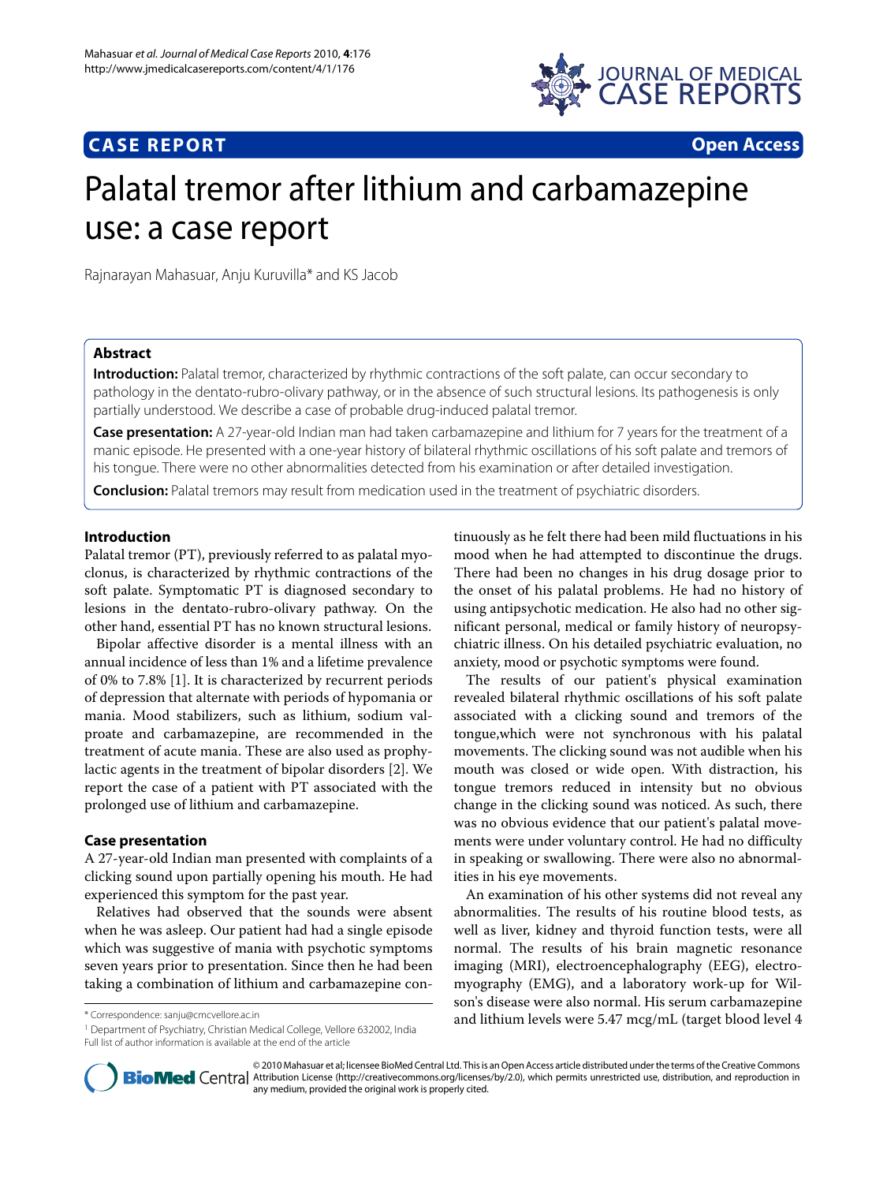**CASE REPORT** **Open Access**

# Palatal tremor after lithium and carbamazepine use: a case report

Rajnarayan Mahasuar, Anju Kuruvilla* and KS Jacob

## Abstract

**Introduction:** Palatal tremor, characterized by rhythmic contractions of the soft palate, can occur secondary to pathology in the dentato-rubro-olivary pathway, or in the absence of such structural lesions. Its pathogenesis is only partially understood. We describe a case of probable drug-induced palatal tremor.

**Case presentation:** A 27-year-old Indian man had taken carbamazepine and lithium for 7 years for the treatment of a manic episode. He presented with a one-year history of bilateral rhythmic oscillations of his soft palate and tremors of his tongue. There were no other abnormalities detected from his examination or after detailed investigation.

**Conclusion:** Palatal tremors may result from medication used in the treatment of psychiatric disorders.

## Introduction

Palatal tremor (PT), previously referred to as palatal myoclonus, is characterized by rhythmic contractions of the soft palate. Symptomatic PT is diagnosed secondary to lesions in the dentato-rubro-olivary pathway. On the other hand, essential PT has no known structural lesions.

Bipolar affective disorder is a mental illness with an annual incidence of less than 1% and a lifetime prevalence of 0% to 7.8% [1]. It is characterized by recurrent periods of depression that alternate with periods of hypomania or mania. Mood stabilizers, such as lithium, sodium valproate and carbamazepine, are recommended in the treatment of acute mania. These are also used as prophylactic agents in the treatment of bipolar disorders [2]. We report the case of a patient with PT associated with the prolonged use of lithium and carbamazepine.

## Case presentation

A 27-year-old Indian man presented with complaints of a clicking sound upon partially opening his mouth. He had experienced this symptom for the past year.

Relatives had observed that the sounds were absent when he was asleep. Our patient had had a single episode which was suggestive of mania with psychotic symptoms seven years prior to presentation. Since then he had been taking a combination of lithium and carbamazepine continuously as he felt there had been mild fluctuations in his mood when he had attempted to discontinue the drugs. There had been no changes in his drug dosage prior to the onset of his palatal problems. He had no history of using antipsychotic medication. He also had no other significant personal, medical or family history of neuropsychiatric illness. On his detailed psychiatric evaluation, no anxiety, mood or psychotic symptoms were found.

The results of our patient's physical examination revealed bilateral rhythmic oscillations of his soft palate associated with a clicking sound and tremors of the tongue,which were not synchronous with his palatal movements. The clicking sound was not audible when his mouth was closed or wide open. With distraction, his tongue tremors reduced in intensity but no obvious change in the clicking sound was noticed. As such, there was no obvious evidence that our patient's palatal movements were under voluntary control. He had no difficulty in speaking or swallowing. There were also no abnormalities in his eye movements.

An examination of his other systems did not reveal any abnormalities. The results of his routine blood tests, as well as liver, kidney and thyroid function tests, were all normal. The results of his brain magnetic resonance imaging (MRI), electroencephalography (EEG), electromyography (EMG), and a laboratory work-up for Wilson's disease were also normal. His serum carbamazepine and lithium levels were 5.47 mcg/mL (target blood level 4

\* Correspondence: sanju@cmcvellore.ac.in

[1] Department of Psychiatry, Christian Medical College, Vellore 632002, India
Full list of author information is available at the end of the article

© 2010 Mahasuar et al; licensee BioMed Central Ltd. This is an Open Access article distributed under the terms of the Creative Commons Attribution License (http://creativecommons.org/licenses/by/2.0), which permits unrestricted use, distribution, and reproduction in any medium, provided the original work is properly cited.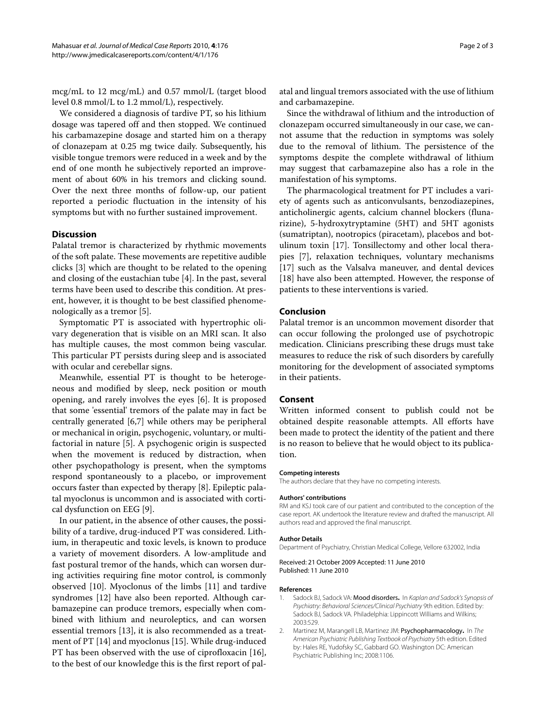mcg/mL to 12 mcg/mL) and 0.57 mmol/L (target blood level 0.8 mmol/L to 1.2 mmol/L), respectively.

We considered a diagnosis of tardive PT, so his lithium dosage was tapered off and then stopped. We continued his carbamazepine dosage and started him on a therapy of clonazepam at 0.25 mg twice daily. Subsequently, his visible tongue tremors were reduced in a week and by the end of one month he subjectively reported an improvement of about 60% in his tremors and clicking sound. Over the next three months of follow-up, our patient reported a periodic fluctuation in the intensity of his symptoms but with no further sustained improvement.

## Discussion

Palatal tremor is characterized by rhythmic movements of the soft palate. These movements are repetitive audible clicks [3] which are thought to be related to the opening and closing of the eustachian tube [4]. In the past, several terms have been used to describe this condition. At present, however, it is thought to be best classified phenomenologically as a tremor [5].

Symptomatic PT is associated with hypertrophic olivary degeneration that is visible on an MRI scan. It also has multiple causes, the most common being vascular. This particular PT persists during sleep and is associated with ocular and cerebellar signs.

Meanwhile, essential PT is thought to be heterogeneous and modified by sleep, neck position or mouth opening, and rarely involves the eyes [6]. It is proposed that some 'essential' tremors of the palate may in fact be centrally generated [6,7] while others may be peripheral or mechanical in origin, psychogenic, voluntary, or multifactorial in nature [5]. A psychogenic origin is suspected when the movement is reduced by distraction, when other psychopathology is present, when the symptoms respond spontaneously to a placebo, or improvement occurs faster than expected by therapy [8]. Epileptic palatal myoclonus is uncommon and is associated with cortical dysfunction on EEG [9].

In our patient, in the absence of other causes, the possibility of a tardive, drug-induced PT was considered. Lithium, in therapeutic and toxic levels, is known to produce a variety of movement disorders. A low-amplitude and fast postural tremor of the hands, which can worsen during activities requiring fine motor control, is commonly observed [10]. Myoclonus of the limbs [11] and tardive syndromes [12] have also been reported. Although carbamazepine can produce tremors, especially when combined with lithium and neuroleptics, and can worsen essential tremors [13], it is also recommended as a treatment of PT [14] and myoclonus [15]. While drug-induced PT has been observed with the use of ciprofloxacin [16], to the best of our knowledge this is the first report of palatal and lingual tremors associated with the use of lithium and carbamazepine.

Since the withdrawal of lithium and the introduction of clonazepam occurred simultaneously in our case, we cannot assume that the reduction in symptoms was solely due to the removal of lithium. The persistence of the symptoms despite the complete withdrawal of lithium may suggest that carbamazepine also has a role in the manifestation of his symptoms.

The pharmacological treatment for PT includes a variety of agents such as anticonvulsants, benzodiazepines, anticholinergic agents, calcium channel blockers (flunarizine), 5-hydroxytryptamine (5HT) and 5HT agonists (sumatriptan), nootropics (piracetam), placebos and botulinum toxin [17]. Tonsillectomy and other local therapies [7], relaxation techniques, voluntary mechanisms [17] such as the Valsalva maneuver, and dental devices [18] have also been attempted. However, the response of patients to these interventions is varied.

## Conclusion

Palatal tremor is an uncommon movement disorder that can occur following the prolonged use of psychotropic medication. Clinicians prescribing these drugs must take measures to reduce the risk of such disorders by carefully monitoring for the development of associated symptoms in their patients.

## Consent

Written informed consent to publish could not be obtained despite reasonable attempts. All efforts have been made to protect the identity of the patient and there is no reason to believe that he would object to its publication.

#### Competing interests

The authors declare that they have no competing interests.

#### Authors' contributions

RM and KSJ took care of our patient and contributed to the conception of the case report. AK undertook the literature review and drafted the manuscript. All authors read and approved the final manuscript.

#### Author Details

Department of Psychiatry, Christian Medical College, Vellore 632002, India

Received: 21 October 2009 Accepted: 11 June 2010
Published: 11 June 2010

#### References

1. Sadock BJ, Sadock VA: **Mood disorders.** In *Kaplan and Sadock's Synopsis of Psychiatry: Behavioral Sciences/Clinical Psychiatry* 9th edition. Edited by: Sadock BJ, Sadock VA. Philadelphia: Lippincott Williams and Wilkins; 2003:529.
2. Martinez M, Marangell LB, Martinez JM: **Psychopharmacology.** In *The American Psychiatric Publishing Textbook of Psychiatry* 5th edition. Edited by: Hales RE, Yudofsky SC, Gabbard GO. Washington DC: American Psychiatric Publishing Inc; 2008:1106.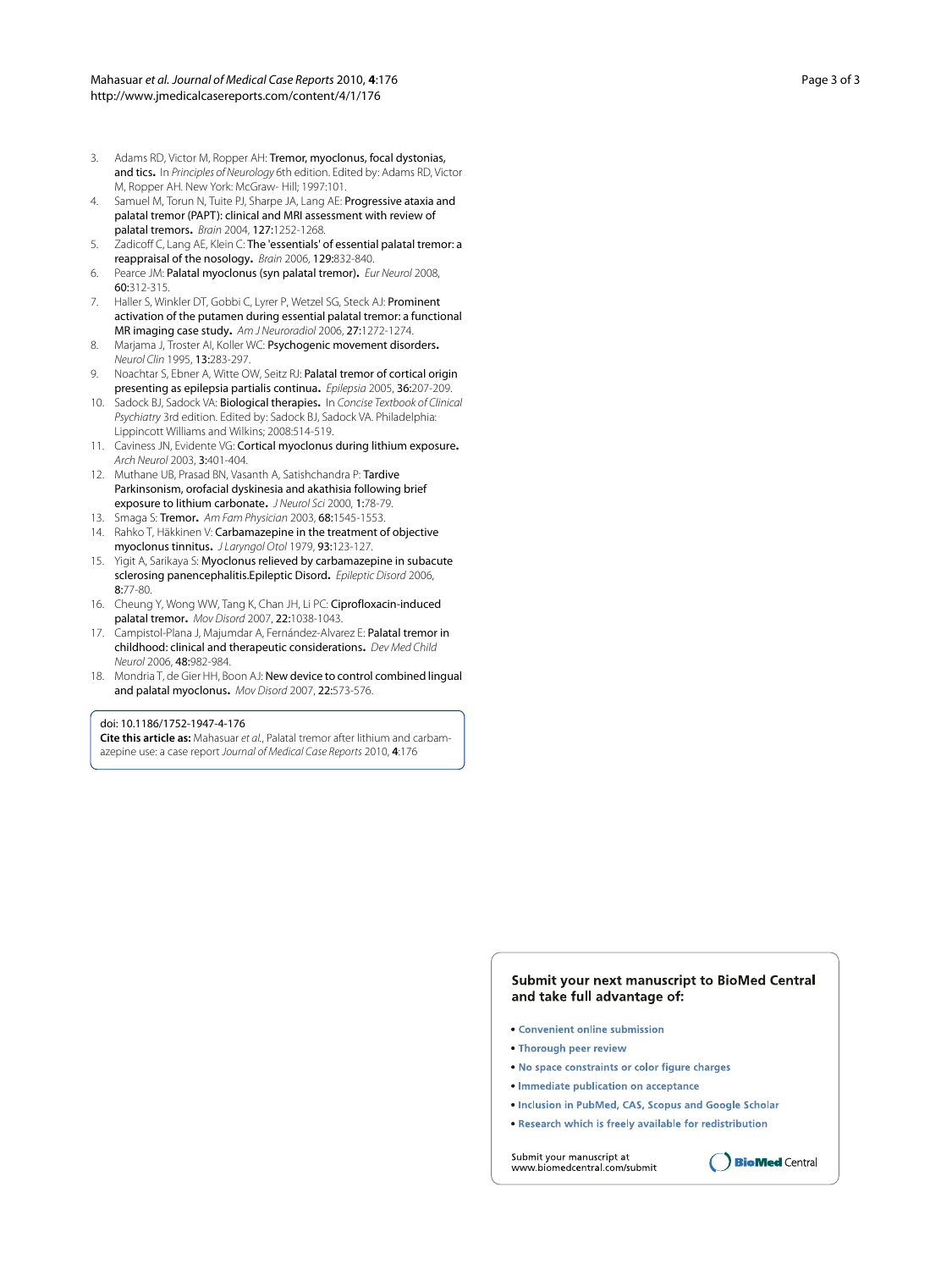3. Adams RD, Victor M, Ropper AH: **Tremor, myoclonus, focal dystonias, and tics.** In *Principles of Neurology* 6th edition. Edited by: Adams RD, Victor M, Ropper AH. New York: McGraw- Hill; 1997:101.
4. Samuel M, Torun N, Tuite PJ, Sharpe JA, Lang AE: **Progressive ataxia and palatal tremor (PAPT): clinical and MRI assessment with review of palatal tremors.** *Brain* 2004, **127**:1252-1268.
5. Zadicoff C, Lang AE, Klein C: **The 'essentials' of essential palatal tremor: a reappraisal of the nosology.** *Brain* 2006, **129**:832-840.
6. Pearce JM: **Palatal myoclonus (syn palatal tremor).** *Eur Neurol* 2008, **60**:312-315.
7. Haller S, Winkler DT, Gobbi C, Lyrer P, Wetzel SG, Steck AJ: **Prominent activation of the putamen during essential palatal tremor: a functional MR imaging case study.** *Am J Neuroradiol* 2006, **27**:1272-1274.
8. Marjama J, Troster AI, Koller WC: **Psychogenic movement disorders.** *Neurol Clin* 1995, **13**:283-297.
9. Noachtar S, Ebner A, Witte OW, Seitz RJ: **Palatal tremor of cortical origin presenting as epilepsia partialis continua.** *Epilepsia* 2005, **36**:207-209.
10. Sadock BJ, Sadock VA: **Biological therapies.** In *Concise Textbook of Clinical Psychiatry* 3rd edition. Edited by: Sadock BJ, Sadock VA. Philadelphia: Lippincott Williams and Wilkins; 2008:514-519.
11. Caviness JN, Evidente VG: **Cortical myoclonus during lithium exposure.** *Arch Neurol* 2003, **3**:401-404.
12. Muthane UB, Prasad BN, Vasanth A, Satishchandra P: **Tardive Parkinsonism, orofacial dyskinesia and akathisia following brief exposure to lithium carbonate.** *J Neurol Sci* 2000, **1**:78-79.
13. Smaga S: **Tremor.** *Am Fam Physician* 2003, **68**:1545-1553.
14. Rahko T, Häkkinen V: **Carbamazepine in the treatment of objective myoclonus tinnitus.** *J Laryngol Otol* 1979, **93**:123-127.
15. Yigit A, Sarikaya S: **Myoclonus relieved by carbamazepine in subacute sclerosing panencephalitis.Epileptic Disord.** *Epileptic Disord* 2006, **8**:77-80.
16. Cheung Y, Wong WW, Tang K, Chan JH, Li PC: **Ciprofloxacin-induced palatal tremor.** *Mov Disord* 2007, **22**:1038-1043.
17. Campistol-Plana J, Majumdar A, Fernández-Alvarez E: **Palatal tremor in childhood: clinical and therapeutic considerations.** *Dev Med Child Neurol* 2006, **48**:982-984.
18. Mondria T, de Gier HH, Boon AJ: **New device to control combined lingual and palatal myoclonus.** *Mov Disord* 2007, **22**:573-576.

doi: 10.1186/1752-1947-4-176

**Cite this article as:** Mahasuar *et al.*, Palatal tremor after lithium and carbamazepine use: a case report *Journal of Medical Case Reports* 2010, **4**:176